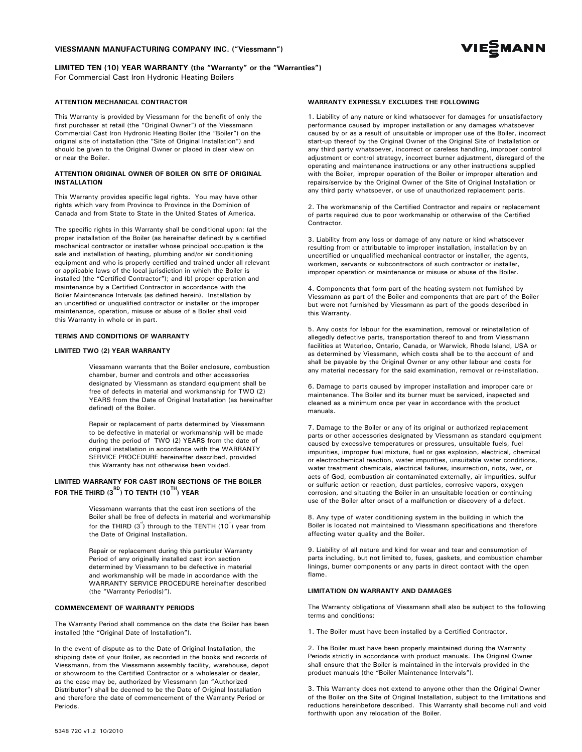**VIESSMANN MANUFACTURING COMPANY INC. ("Viessmann")**

**LIMITED TEN (10) YEAR WARRANTY (the "Warranty" or the "Warranties")**
For Commercial Cast Iron Hydronic Heating Boilers

### ATTENTION MECHANICAL CONTRACTOR

This Warranty is provided by Viessmann for the benefit of only the first purchaser at retail (the "Original Owner") of the Viessmann Commercial Cast Iron Hydronic Heating Boiler (the "Boiler") on the original site of installation (the "Site of Original Installation") and should be given to the Original Owner or placed in clear view on or near the Boiler.

### ATTENTION ORIGINAL OWNER OF BOILER ON SITE OF ORIGINAL INSTALLATION

This Warranty provides specific legal rights. You may have other rights which vary from Province to Province in the Dominion of Canada and from State to State in the United States of America.

The specific rights in this Warranty shall be conditional upon: (a) the proper installation of the Boiler (as hereinafter defined) by a certified mechanical contractor or installer whose principal occupation is the sale and installation of heating, plumbing and/or air conditioning equipment and who is properly certified and trained under all relevant or applicable laws of the local jurisdiction in which the Boiler is installed (the "Certified Contractor"); and (b) proper operation and maintenance by a Certified Contractor in accordance with the Boiler Maintenance Intervals (as defined herein). Installation by an uncertified or unqualified contractor or installer or the improper maintenance, operation, misuse or abuse of a Boiler shall void this Warranty in whole or in part.

### TERMS AND CONDITIONS OF WARRANTY

### LIMITED TWO (2) YEAR WARRANTY

Viessmann warrants that the Boiler enclosure, combustion chamber, burner and controls and other accessories designated by Viessmann as standard equipment shall be free of defects in material and workmanship for TWO (2) YEARS from the Date of Original Installation (as hereinafter defined) of the Boiler.

Repair or replacement of parts determined by Viessmann to be defective in material or workmanship will be made during the period of TWO (2) YEARS from the date of original installation in accordance with the WARRANTY SERVICE PROCEDURE hereinafter described, provided this Warranty has not otherwise been voided.

### LIMITED WARRANTY FOR CAST IRON SECTIONS OF THE BOILER FOR THE THIRD (3RD) TO TENTH (10TH) YEAR

Viessmann warrants that the cast iron sections of the Boiler shall be free of defects in material and workmanship for the THIRD (3rd) through to the TENTH (10th) year from the Date of Original Installation.

Repair or replacement during this particular Warranty Period of any originally installed cast iron section determined by Viessmann to be defective in material and workmanship will be made in accordance with the WARRANTY SERVICE PROCEDURE hereinafter described (the "Warranty Period(s)").

### COMMENCEMENT OF WARRANTY PERIODS

The Warranty Period shall commence on the date the Boiler has been installed (the "Original Date of Installation").

In the event of dispute as to the Date of Original Installation, the shipping date of your Boiler, as recorded in the books and records of Viessmann, from the Viessmann assembly facility, warehouse, depot or showroom to the Certified Contractor or a wholesaler or dealer, as the case may be, authorized by Viessmann (an "Authorized Distributor") shall be deemed to be the Date of Original Installation and therefore the date of commencement of the Warranty Period or Periods.

### WARRANTY EXPRESSLY EXCLUDES THE FOLLOWING

1. Liability of any nature or kind whatsoever for damages for unsatisfactory performance caused by improper installation or any damages whatsoever caused by or as a result of unsuitable or improper use of the Boiler, incorrect start-up thereof by the Original Owner of the Original Site of Installation or any third party whatsoever, incorrect or careless handling, improper control adjustment or control strategy, incorrect burner adjustment, disregard of the operating and maintenance instructions or any other instructions supplied with the Boiler, improper operation of the Boiler or improper alteration and repairs/service by the Original Owner of the Site of Original Installation or any third party whatsoever, or use of unauthorized replacement parts.

2. The workmanship of the Certified Contractor and repairs or replacement of parts required due to poor workmanship or otherwise of the Certified Contractor.

3. Liability from any loss or damage of any nature or kind whatsoever resulting from or attributable to improper installation, installation by an uncertified or unqualified mechanical contractor or installer, the agents, workmen, servants or subcontractors of such contractor or installer, improper operation or maintenance or misuse or abuse of the Boiler.

4. Components that form part of the heating system not furnished by Viessmann as part of the Boiler and components that are part of the Boiler but were not furnished by Viessmann as part of the goods described in this Warranty.

5. Any costs for labour for the examination, removal or reinstallation of allegedly defective parts, transportation thereof to and from Viessmann facilities at Waterloo, Ontario, Canada, or Warwick, Rhode Island, USA or as determined by Viessmann, which costs shall be to the account of and shall be payable by the Original Owner or any other labour and costs for any material necessary for the said examination, removal or re-installation.

6. Damage to parts caused by improper installation and improper care or maintenance. The Boiler and its burner must be serviced, inspected and cleaned as a minimum once per year in accordance with the product manuals.

7. Damage to the Boiler or any of its original or authorized replacement parts or other accessories designated by Viessmann as standard equipment caused by excessive temperatures or pressures, unsuitable fuels, fuel impurities, improper fuel mixture, fuel or gas explosion, electrical, chemical or electrochemical reaction, water impurities, unsuitable water conditions, water treatment chemicals, electrical failures, insurrection, riots, war, or acts of God, combustion air contaminated externally, air impurities, sulfur or sulfuric action or reaction, dust particles, corrosive vapors, oxygen corrosion, and situating the Boiler in an unsuitable location or continuing use of the Boiler after onset of a malfunction or discovery of a defect.

8. Any type of water conditioning system in the building in which the Boiler is located not maintained to Viessmann specifications and therefore affecting water quality and the Boiler.

9. Liability of all nature and kind for wear and tear and consumption of parts including, but not limited to, fuses, gaskets, and combustion chamber linings, burner components or any parts in direct contact with the open flame.

### LIMITATION ON WARRANTY AND DAMAGES

The Warranty obligations of Viessmann shall also be subject to the following terms and conditions:

1. The Boiler must have been installed by a Certified Contractor.

2. The Boiler must have been properly maintained during the Warranty Periods strictly in accordance with product manuals. The Original Owner shall ensure that the Boiler is maintained in the intervals provided in the product manuals (the "Boiler Maintenance Intervals").

3. This Warranty does not extend to anyone other than the Original Owner of the Boiler on the Site of Original Installation, subject to the limitations and reductions hereinbefore described. This Warranty shall become null and void forthwith upon any relocation of the Boiler.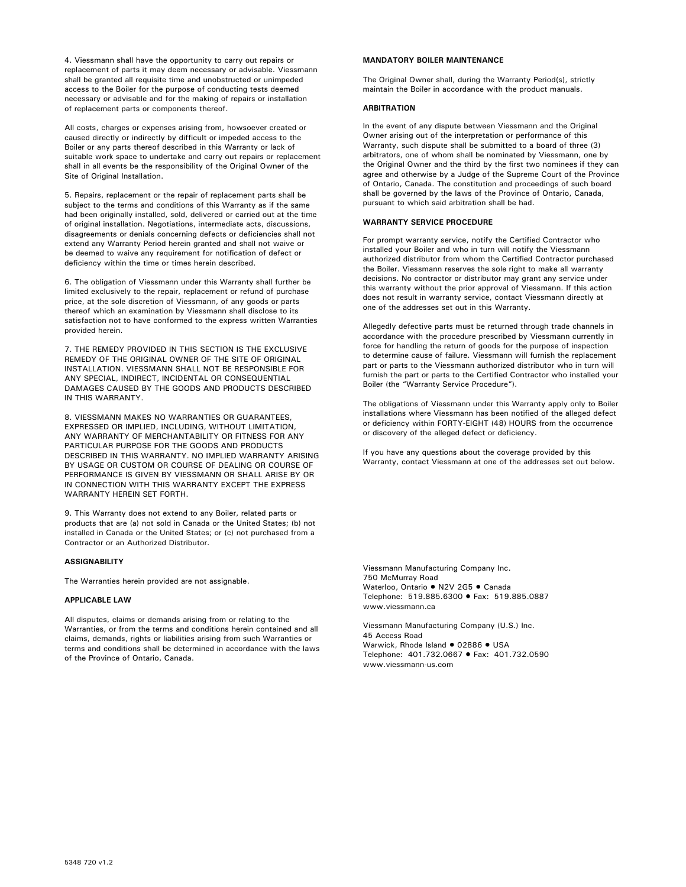4. Viessmann shall have the opportunity to carry out repairs or replacement of parts it may deem necessary or advisable. Viessmann shall be granted all requisite time and unobstructed or unimpeded access to the Boiler for the purpose of conducting tests deemed necessary or advisable and for the making of repairs or installation of replacement parts or components thereof.

All costs, charges or expenses arising from, howsoever created or caused directly or indirectly by difficult or impeded access to the Boiler or any parts thereof described in this Warranty or lack of suitable work space to undertake and carry out repairs or replacement shall in all events be the responsibility of the Original Owner of the Site of Original Installation.

5. Repairs, replacement or the repair of replacement parts shall be subject to the terms and conditions of this Warranty as if the same had been originally installed, sold, delivered or carried out at the time of original installation. Negotiations, intermediate acts, discussions, disagreements or denials concerning defects or deficiencies shall not extend any Warranty Period herein granted and shall not waive or be deemed to waive any requirement for notification of defect or deficiency within the time or times herein described.

6. The obligation of Viessmann under this Warranty shall further be limited exclusively to the repair, replacement or refund of purchase price, at the sole discretion of Viessmann, of any goods or parts thereof which an examination by Viessmann shall disclose to its satisfaction not to have conformed to the express written Warranties provided herein.

7. THE REMEDY PROVIDED IN THIS SECTION IS THE EXCLUSIVE REMEDY OF THE ORIGINAL OWNER OF THE SITE OF ORIGINAL INSTALLATION. VIESSMANN SHALL NOT BE RESPONSIBLE FOR ANY SPECIAL, INDIRECT, INCIDENTAL OR CONSEQUENTIAL DAMAGES CAUSED BY THE GOODS AND PRODUCTS DESCRIBED IN THIS WARRANTY.

8. VIESSMANN MAKES NO WARRANTIES OR GUARANTEES, EXPRESSED OR IMPLIED, INCLUDING, WITHOUT LIMITATION, ANY WARRANTY OF MERCHANTABILITY OR FITNESS FOR ANY PARTICULAR PURPOSE FOR THE GOODS AND PRODUCTS DESCRIBED IN THIS WARRANTY. NO IMPLIED WARRANTY ARISING BY USAGE OR CUSTOM OR COURSE OF DEALING OR COURSE OF PERFORMANCE IS GIVEN BY VIESSMANN OR SHALL ARISE BY OR IN CONNECTION WITH THIS WARRANTY EXCEPT THE EXPRESS WARRANTY HEREIN SET FORTH.

9. This Warranty does not extend to any Boiler, related parts or products that are (a) not sold in Canada or the United States; (b) not installed in Canada or the United States; or (c) not purchased from a Contractor or an Authorized Distributor.

**ASSIGNABILITY**

The Warranties herein provided are not assignable.

**APPLICABLE LAW**

All disputes, claims or demands arising from or relating to the Warranties, or from the terms and conditions herein contained and all claims, demands, rights or liabilities arising from such Warranties or terms and conditions shall be determined in accordance with the laws of the Province of Ontario, Canada.

**MANDATORY BOILER MAINTENANCE**

The Original Owner shall, during the Warranty Period(s), strictly maintain the Boiler in accordance with the product manuals.

**ARBITRATION**

In the event of any dispute between Viessmann and the Original Owner arising out of the interpretation or performance of this Warranty, such dispute shall be submitted to a board of three (3) arbitrators, one of whom shall be nominated by Viessmann, one by the Original Owner and the third by the first two nominees if they can agree and otherwise by a Judge of the Supreme Court of the Province of Ontario, Canada. The constitution and proceedings of such board shall be governed by the laws of the Province of Ontario, Canada, pursuant to which said arbitration shall be had.

**WARRANTY SERVICE PROCEDURE**

For prompt warranty service, notify the Certified Contractor who installed your Boiler and who in turn will notify the Viessmann authorized distributor from whom the Certified Contractor purchased the Boiler. Viessmann reserves the sole right to make all warranty decisions. No contractor or distributor may grant any service under this warranty without the prior approval of Viessmann. If this action does not result in warranty service, contact Viessmann directly at one of the addresses set out in this Warranty.

Allegedly defective parts must be returned through trade channels in accordance with the procedure prescribed by Viessmann currently in force for handling the return of goods for the purpose of inspection to determine cause of failure. Viessmann will furnish the replacement part or parts to the Viessmann authorized distributor who in turn will furnish the part or parts to the Certified Contractor who installed your Boiler (the "Warranty Service Procedure").

The obligations of Viessmann under this Warranty apply only to Boiler installations where Viessmann has been notified of the alleged defect or deficiency within FORTY-EIGHT (48) HOURS from the occurrence or discovery of the alleged defect or deficiency.

If you have any questions about the coverage provided by this Warranty, contact Viessmann at one of the addresses set out below.

Viessmann Manufacturing Company Inc.
750 McMurray Road
Waterloo, Ontario • N2V 2G5 • Canada
Telephone: 519.885.6300 • Fax: 519.885.0887
www.viessmann.ca

Viessmann Manufacturing Company (U.S.) Inc.
45 Access Road
Warwick, Rhode Island • 02886 • USA
Telephone: 401.732.0667 • Fax: 401.732.0590
www.viessmann-us.com

5348 720 v1.2